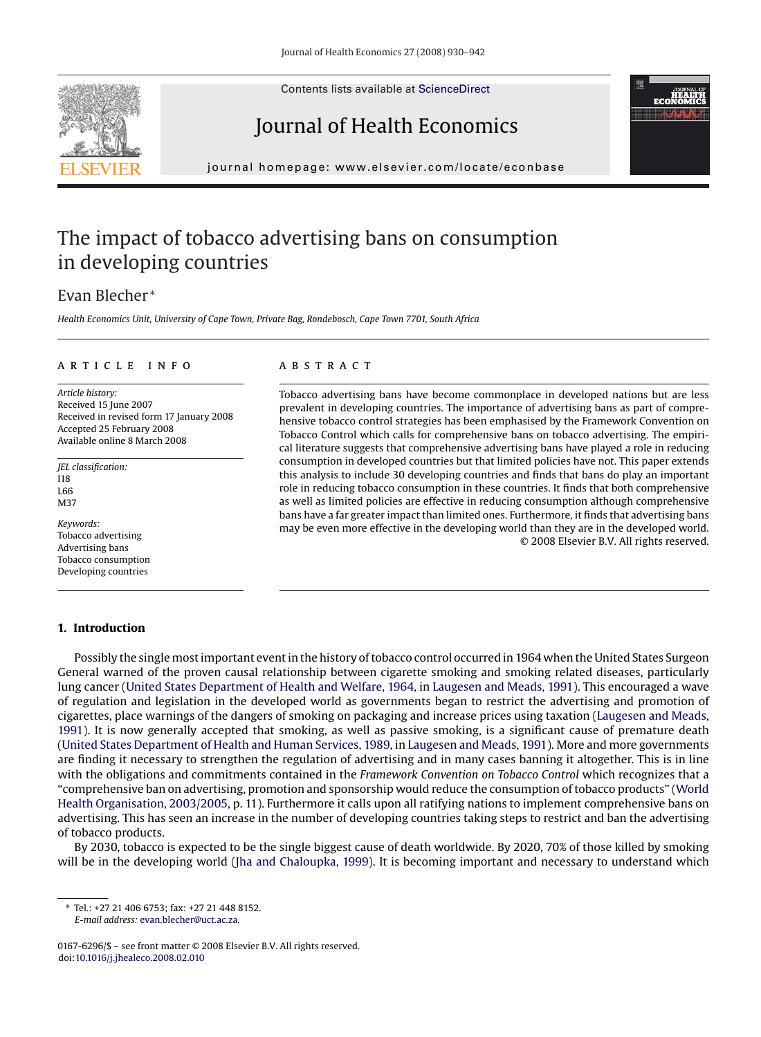Contents lists available at ScienceDirect

# Journal of Health Economics

journal homepage: www.elsevier.com/locate/econbase

# The impact of tobacco advertising bans on consumption in developing countries

Evan Blecher*

*Health Economics Unit, University of Cape Town, Private Bag, Rondebosch, Cape Town 7701, South Africa*

**ARTICLE INFO**

*Article history:*
Received 15 June 2007
Received in revised form 17 January 2008
Accepted 25 February 2008
Available online 8 March 2008

*JEL classification:*
I18
L66
M37

*Keywords:*
Tobacco advertising
Advertising bans
Tobacco consumption
Developing countries

**ABSTRACT**

Tobacco advertising bans have become commonplace in developed nations but are less prevalent in developing countries. The importance of advertising bans as part of comprehensive tobacco control strategies has been emphasised by the Framework Convention on Tobacco Control which calls for comprehensive bans on tobacco advertising. The empirical literature suggests that comprehensive advertising bans have played a role in reducing consumption in developed countries but that limited policies have not. This paper extends this analysis to include 30 developing countries and finds that bans do play an important role in reducing tobacco consumption in these countries. It finds that both comprehensive as well as limited policies are effective in reducing consumption although comprehensive bans have a far greater impact than limited ones. Furthermore, it finds that advertising bans may be even more effective in the developing world than they are in the developed world.
© 2008 Elsevier B.V. All rights reserved.

## 1. Introduction

Possibly the single most important event in the history of tobacco control occurred in 1964 when the United States Surgeon General warned of the proven causal relationship between cigarette smoking and smoking related diseases, particularly lung cancer (United States Department of Health and Welfare, 1964, in Laugesen and Meads, 1991). This encouraged a wave of regulation and legislation in the developed world as governments began to restrict the advertising and promotion of cigarettes, place warnings of the dangers of smoking on packaging and increase prices using taxation (Laugesen and Meads, 1991). It is now generally accepted that smoking, as well as passive smoking, is a significant cause of premature death (United States Department of Health and Human Services, 1989, in Laugesen and Meads, 1991). More and more governments are finding it necessary to strengthen the regulation of advertising and in many cases banning it altogether. This is in line with the obligations and commitments contained in the *Framework Convention on Tobacco Control* which recognizes that a "comprehensive ban on advertising, promotion and sponsorship would reduce the consumption of tobacco products" (World Health Organisation, 2003/2005, p. 11). Furthermore it calls upon all ratifying nations to implement comprehensive bans on advertising. This has seen an increase in the number of developing countries taking steps to restrict and ban the advertising of tobacco products.

By 2030, tobacco is expected to be the single biggest cause of death worldwide. By 2020, 70% of those killed by smoking will be in the developing world (Jha and Chaloupka, 1999). It is becoming important and necessary to understand which

\* Tel.: +27 21 406 6753; fax: +27 21 448 8152.
*E-mail address:* evan.blecher@uct.ac.za.

0167-6296/$ – see front matter © 2008 Elsevier B.V. All rights reserved.
doi:10.1016/j.jhealeco.2008.02.010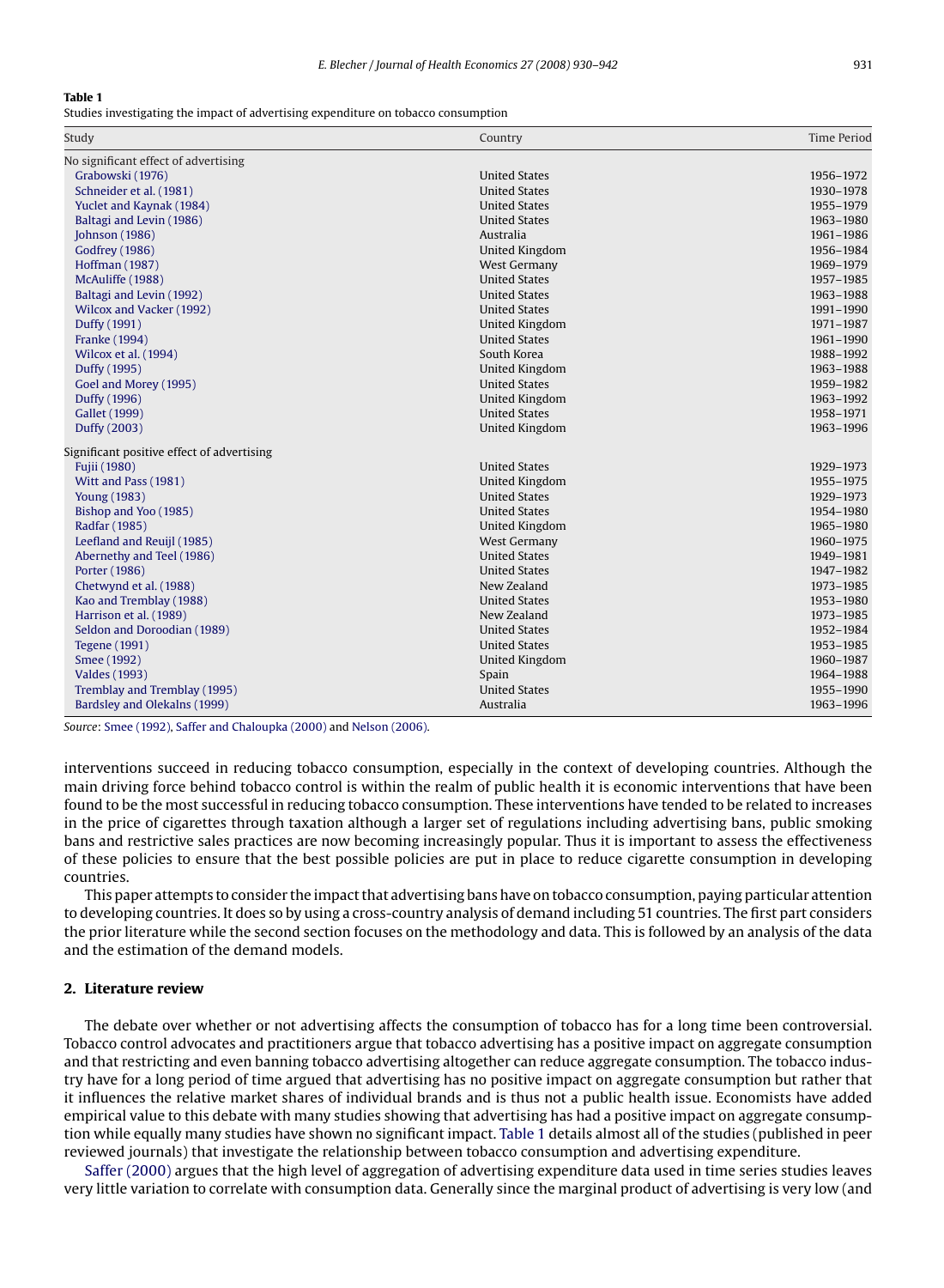**Table 1**
Studies investigating the impact of advertising expenditure on tobacco consumption

| Study | Country | Time Period |
|---|---|---|
| No significant effect of advertising | | |
| Grabowski (1976) | United States | 1956–1972 |
| Schneider et al. (1981) | United States | 1930–1978 |
| Yuclet and Kaynak (1984) | United States | 1955–1979 |
| Baltagi and Levin (1986) | United States | 1963–1980 |
| Johnson (1986) | Australia | 1961–1986 |
| Godfrey (1986) | United Kingdom | 1956–1984 |
| Hoffman (1987) | West Germany | 1969–1979 |
| McAuliffe (1988) | United States | 1957–1985 |
| Baltagi and Levin (1992) | United States | 1963–1988 |
| Wilcox and Vacker (1992) | United States | 1991–1990 |
| Duffy (1991) | United Kingdom | 1971–1987 |
| Franke (1994) | United States | 1961–1990 |
| Wilcox et al. (1994) | South Korea | 1988–1992 |
| Duffy (1995) | United Kingdom | 1963–1988 |
| Goel and Morey (1995) | United States | 1959–1982 |
| Duffy (1996) | United Kingdom | 1963–1992 |
| Gallet (1999) | United States | 1958–1971 |
| Duffy (2003) | United Kingdom | 1963–1996 |
| Significant positive effect of advertising | | |
| Fujii (1980) | United States | 1929–1973 |
| Witt and Pass (1981) | United Kingdom | 1955–1975 |
| Young (1983) | United States | 1929–1973 |
| Bishop and Yoo (1985) | United States | 1954–1980 |
| Radfar (1985) | United Kingdom | 1965–1980 |
| Leefland and Reuijl (1985) | West Germany | 1960–1975 |
| Abernethy and Teel (1986) | United States | 1949–1981 |
| Porter (1986) | United States | 1947–1982 |
| Chetwynd et al. (1988) | New Zealand | 1973–1985 |
| Kao and Tremblay (1988) | United States | 1953–1980 |
| Harrison et al. (1989) | New Zealand | 1973–1985 |
| Seldon and Doroodian (1989) | United States | 1952–1984 |
| Tegene (1991) | United States | 1953–1985 |
| Smee (1992) | United Kingdom | 1960–1987 |
| Valdes (1993) | Spain | 1964–1988 |
| Tremblay and Tremblay (1995) | United States | 1955–1990 |
| Bardsley and Olekalns (1999) | Australia | 1963–1996 |

*Source*: Smee (1992), Saffer and Chaloupka (2000) and Nelson (2006).

interventions succeed in reducing tobacco consumption, especially in the context of developing countries. Although the main driving force behind tobacco control is within the realm of public health it is economic interventions that have been found to be the most successful in reducing tobacco consumption. These interventions have tended to be related to increases in the price of cigarettes through taxation although a larger set of regulations including advertising bans, public smoking bans and restrictive sales practices are now becoming increasingly popular. Thus it is important to assess the effectiveness of these policies to ensure that the best possible policies are put in place to reduce cigarette consumption in developing countries.

This paper attempts to consider the impact that advertising bans have on tobacco consumption, paying particular attention to developing countries. It does so by using a cross-country analysis of demand including 51 countries. The first part considers the prior literature while the second section focuses on the methodology and data. This is followed by an analysis of the data and the estimation of the demand models.

## 2. Literature review

The debate over whether or not advertising affects the consumption of tobacco has for a long time been controversial. Tobacco control advocates and practitioners argue that tobacco advertising has a positive impact on aggregate consumption and that restricting and even banning tobacco advertising altogether can reduce aggregate consumption. The tobacco industry have for a long period of time argued that advertising has no positive impact on aggregate consumption but rather that it influences the relative market shares of individual brands and is thus not a public health issue. Economists have added empirical value to this debate with many studies showing that advertising has had a positive impact on aggregate consumption while equally many studies have shown no significant impact. Table 1 details almost all of the studies (published in peer reviewed journals) that investigate the relationship between tobacco consumption and advertising expenditure.

Saffer (2000) argues that the high level of aggregation of advertising expenditure data used in time series studies leaves very little variation to correlate with consumption data. Generally since the marginal product of advertising is very low (and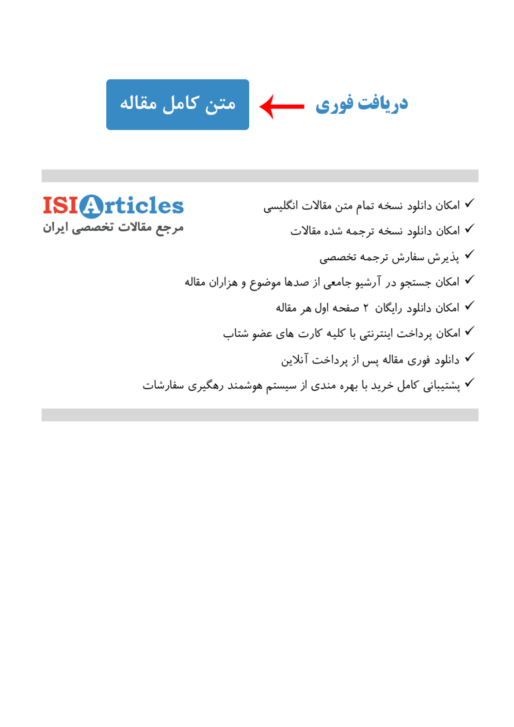**متن کامل مقاله** ← **دریافت فوری**

**ISIArticles**
مرجع مقالات تخصصی ایران

- ✓ امکان دانلود نسخه تمام متن مقالات انگلیسی
- ✓ امکان دانلود نسخه ترجمه شده مقالات
- ✓ پذیرش سفارش ترجمه تخصصی
- ✓ امکان جستجو در آرشیو جامعی از صدها موضوع و هزاران مقاله
- ✓ امکان دانلود رایگان ۲ صفحه اول هر مقاله
- ✓ امکان پرداخت اینترنتی با کلیه کارت های عضو شتاب
- ✓ دانلود فوری مقاله پس از پرداخت آنلاین
- ✓ پشتیبانی کامل خرید با بهره مندی از سیستم هوشمند رهگیری سفارشات